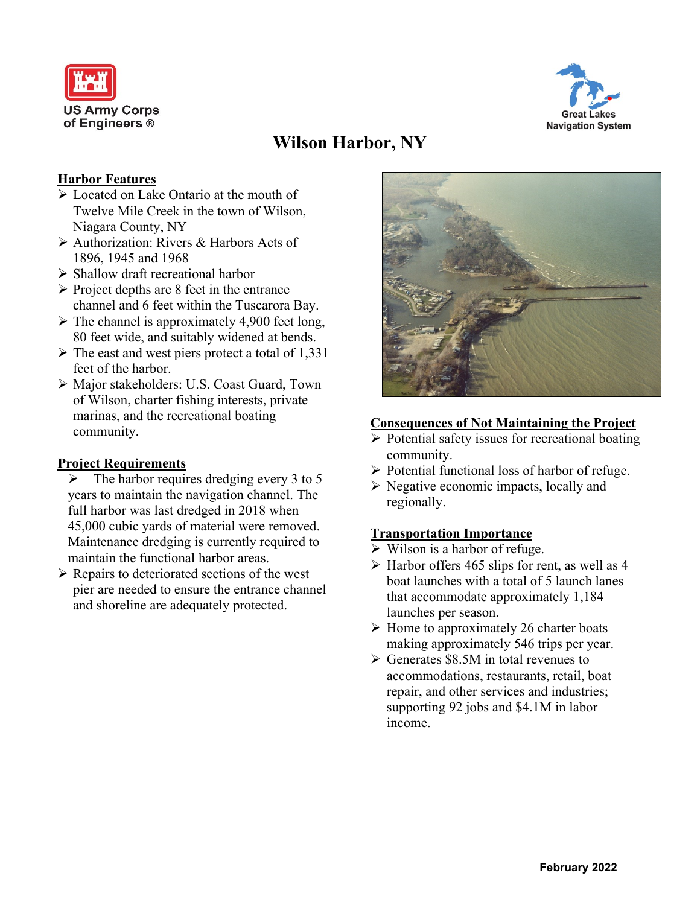US Army Corps of Engineers ®

Great Lakes Navigation System

# Wilson Harbor, NY

## Harbor Features

- Located on Lake Ontario at the mouth of Twelve Mile Creek in the town of Wilson, Niagara County, NY
- Authorization: Rivers & Harbors Acts of 1896, 1945 and 1968
- Shallow draft recreational harbor
- Project depths are 8 feet in the entrance channel and 6 feet within the Tuscarora Bay.
- The channel is approximately 4,900 feet long, 80 feet wide, and suitably widened at bends.
- The east and west piers protect a total of 1,331 feet of the harbor.
- Major stakeholders: U.S. Coast Guard, Town of Wilson, charter fishing interests, private marinas, and the recreational boating community.

## Project Requirements

- The harbor requires dredging every 3 to 5 years to maintain the navigation channel. The full harbor was last dredged in 2018 when 45,000 cubic yards of material were removed. Maintenance dredging is currently required to maintain the functional harbor areas.
- Repairs to deteriorated sections of the west pier are needed to ensure the entrance channel and shoreline are adequately protected.

## Consequences of Not Maintaining the Project

- Potential safety issues for recreational boating community.
- Potential functional loss of harbor of refuge.
- Negative economic impacts, locally and regionally.

## Transportation Importance

- Wilson is a harbor of refuge.
- Harbor offers 465 slips for rent, as well as 4 boat launches with a total of 5 launch lanes that accommodate approximately 1,184 launches per season.
- Home to approximately 26 charter boats making approximately 546 trips per year.
- Generates $8.5M in total revenues to accommodations, restaurants, retail, boat repair, and other services and industries; supporting 92 jobs and $4.1M in labor income.

**February 2022**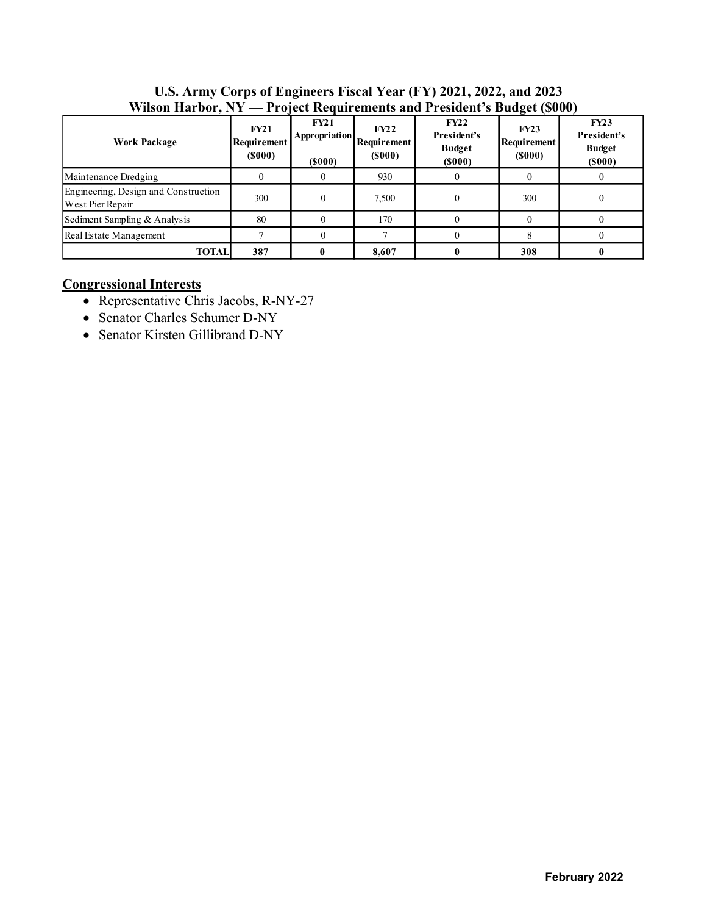## U.S. Army Corps of Engineers Fiscal Year (FY) 2021, 2022, and 2023
## Wilson Harbor, NY — Project Requirements and President's Budget ($000)

| Work Package | FY21 Requirement ($000) | FY21 Appropriation ($000) | FY22 Requirement ($000) | FY22 President's Budget ($000) | FY23 Requirement ($000) | FY23 President's Budget ($000) |
|---|---|---|---|---|---|---|
| Maintenance Dredging | 0 | 0 | 930 | 0 | 0 | 0 |
| Engineering, Design and Construction West Pier Repair | 300 | 0 | 7,500 | 0 | 300 | 0 |
| Sediment Sampling & Analysis | 80 | 0 | 170 | 0 | 0 | 0 |
| Real Estate Management | 7 | 0 | 7 | 0 | 8 | 0 |
| **TOTAL** | **387** | **0** | **8,607** | **0** | **308** | **0** |

**Congressional Interests**

- Representative Chris Jacobs, R-NY-27
- Senator Charles Schumer D-NY
- Senator Kirsten Gillibrand D-NY

February 2022